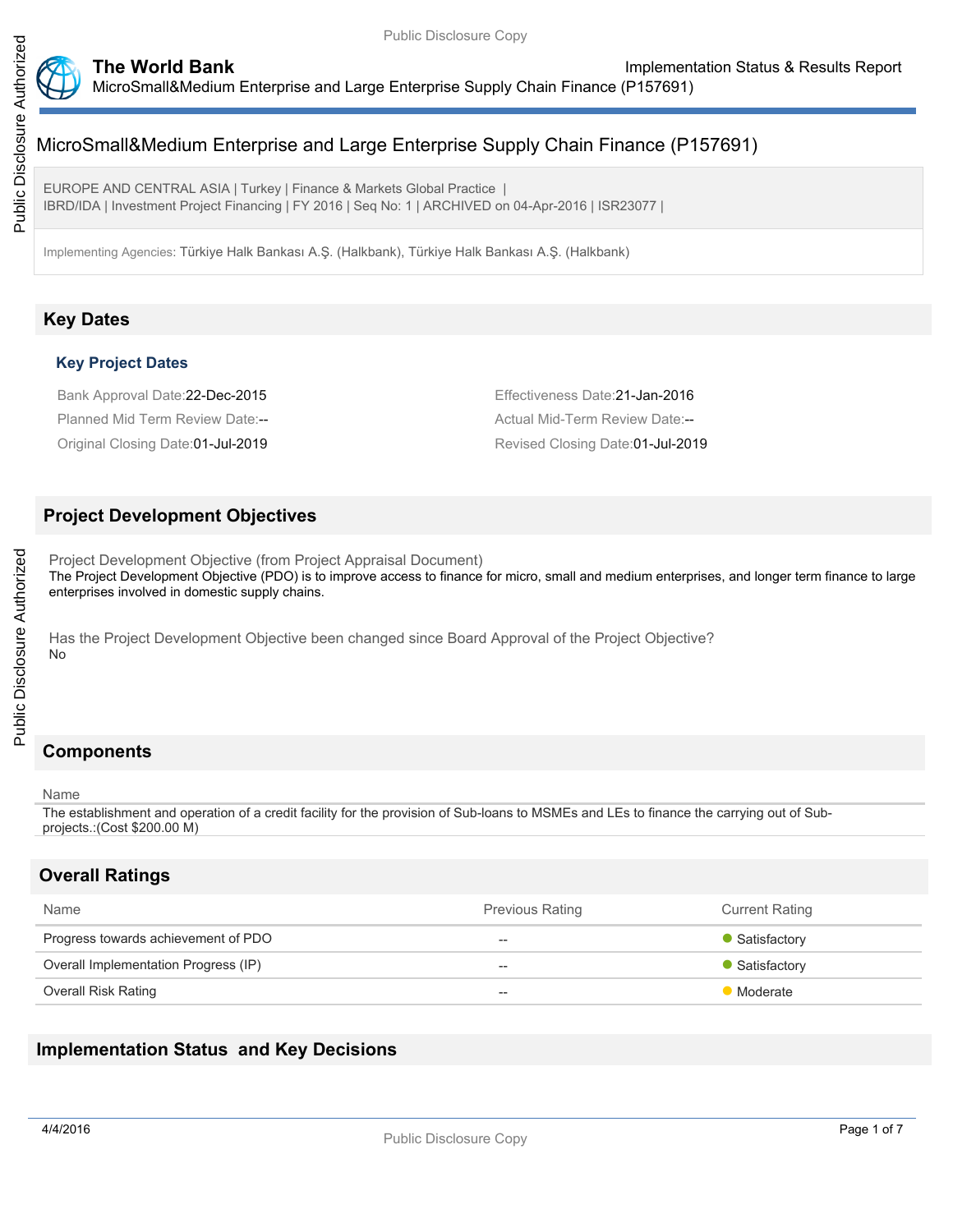# MicroSmall&Medium Enterprise and Large Enterprise Supply Chain Finance (P157691)

EUROPE AND CENTRAL ASIA | Turkey | Finance & Markets Global Practice |
IBRD/IDA | Investment Project Financing | FY 2016 | Seq No: 1 | ARCHIVED on 04-Apr-2016 | ISR23077 |

Implementing Agencies: Türkiye Halk Bankası A.Ş. (Halkbank), Türkiye Halk Bankası A.Ş. (Halkbank)

## Key Dates

### Key Project Dates

Bank Approval Date:22-Dec-2015

Effectiveness Date:21-Jan-2016

Planned Mid Term Review Date:--

Actual Mid-Term Review Date:--

Original Closing Date:01-Jul-2019

Revised Closing Date:01-Jul-2019

## Project Development Objectives

Project Development Objective (from Project Appraisal Document)

The Project Development Objective (PDO) is to improve access to finance for micro, small and medium enterprises, and longer term finance to large enterprises involved in domestic supply chains.

Has the Project Development Objective been changed since Board Approval of the Project Objective?

No

## Components

| Name |
| --- |
| The establishment and operation of a credit facility for the provision of Sub-loans to MSMEs and LEs to finance the carrying out of Sub-projects.:(Cost $200.00 M) |

## Overall Ratings

| Name | Previous Rating | Current Rating |
| --- | --- | --- |
| Progress towards achievement of PDO | -- | Satisfactory |
| Overall Implementation Progress (IP) | -- | Satisfactory |
| Overall Risk Rating | -- | Moderate |

## Implementation Status and Key Decisions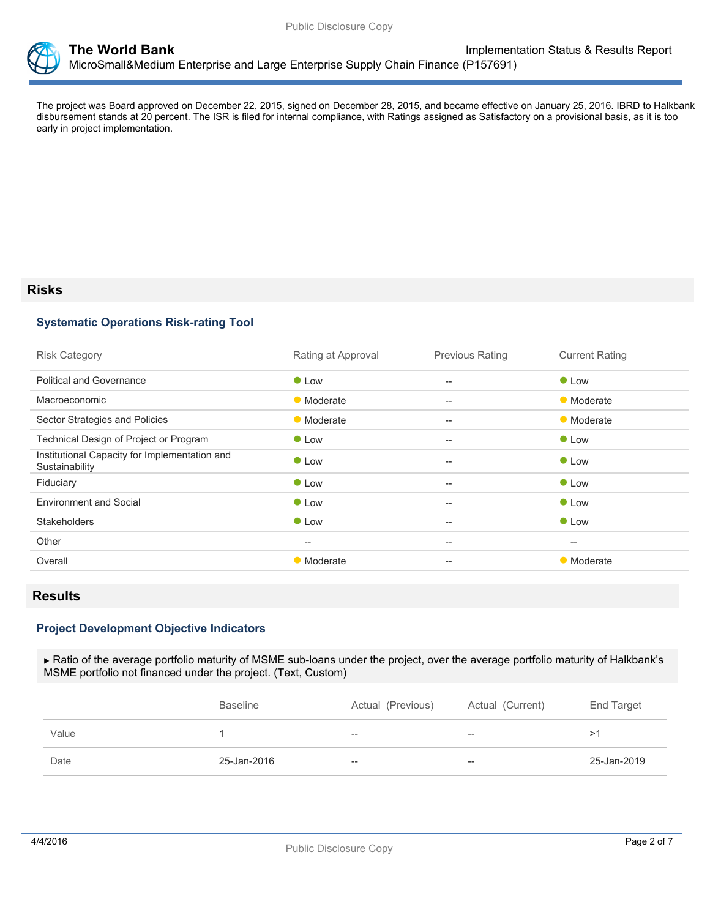The project was Board approved on December 22, 2015, signed on December 28, 2015, and became effective on January 25, 2016. IBRD to Halkbank disbursement stands at 20 percent. The ISR is filed for internal compliance, with Ratings assigned as Satisfactory on a provisional basis, as it is too early in project implementation.

## Risks

### Systematic Operations Risk-rating Tool

| Risk Category | Rating at Approval | Previous Rating | Current Rating |
|---|---|---|---|
| Political and Governance | Low | -- | Low |
| Macroeconomic | Moderate | -- | Moderate |
| Sector Strategies and Policies | Moderate | -- | Moderate |
| Technical Design of Project or Program | Low | -- | Low |
| Institutional Capacity for Implementation and Sustainability | Low | -- | Low |
| Fiduciary | Low | -- | Low |
| Environment and Social | Low | -- | Low |
| Stakeholders | Low | -- | Low |
| Other | -- | -- | -- |
| Overall | Moderate | -- | Moderate |

## Results

### Project Development Objective Indicators

▶ Ratio of the average portfolio maturity of MSME sub-loans under the project, over the average portfolio maturity of Halkbank's MSME portfolio not financed under the project. (Text, Custom)

| | Baseline | Actual (Previous) | Actual (Current) | End Target |
|---|---|---|---|---|
| Value | 1 | -- | -- | >1 |
| Date | 25-Jan-2016 | -- | -- | 25-Jan-2019 |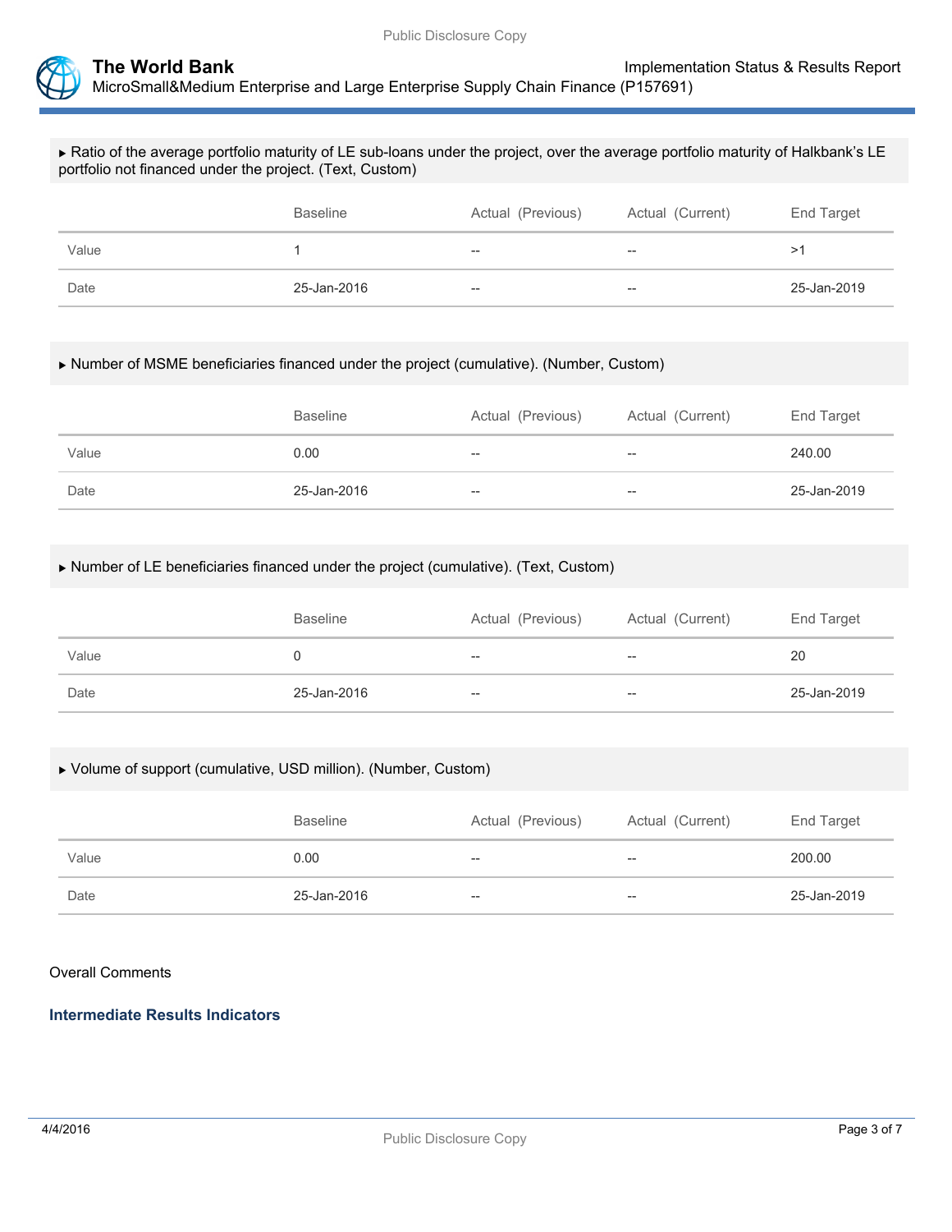▸ Ratio of the average portfolio maturity of LE sub-loans under the project, over the average portfolio maturity of Halkbank's LE portfolio not financed under the project. (Text, Custom)

| | Baseline | Actual (Previous) | Actual (Current) | End Target |
|---|---|---|---|---|
| Value | 1 | -- | -- | >1 |
| Date | 25-Jan-2016 | -- | -- | 25-Jan-2019 |

▸ Number of MSME beneficiaries financed under the project (cumulative). (Number, Custom)

| | Baseline | Actual (Previous) | Actual (Current) | End Target |
|---|---|---|---|---|
| Value | 0.00 | -- | -- | 240.00 |
| Date | 25-Jan-2016 | -- | -- | 25-Jan-2019 |

▸ Number of LE beneficiaries financed under the project (cumulative). (Text, Custom)

| | Baseline | Actual (Previous) | Actual (Current) | End Target |
|---|---|---|---|---|
| Value | 0 | -- | -- | 20 |
| Date | 25-Jan-2016 | -- | -- | 25-Jan-2019 |

▸ Volume of support (cumulative, USD million). (Number, Custom)

| | Baseline | Actual (Previous) | Actual (Current) | End Target |
|---|---|---|---|---|
| Value | 0.00 | -- | -- | 200.00 |
| Date | 25-Jan-2016 | -- | -- | 25-Jan-2019 |

Overall Comments

### Intermediate Results Indicators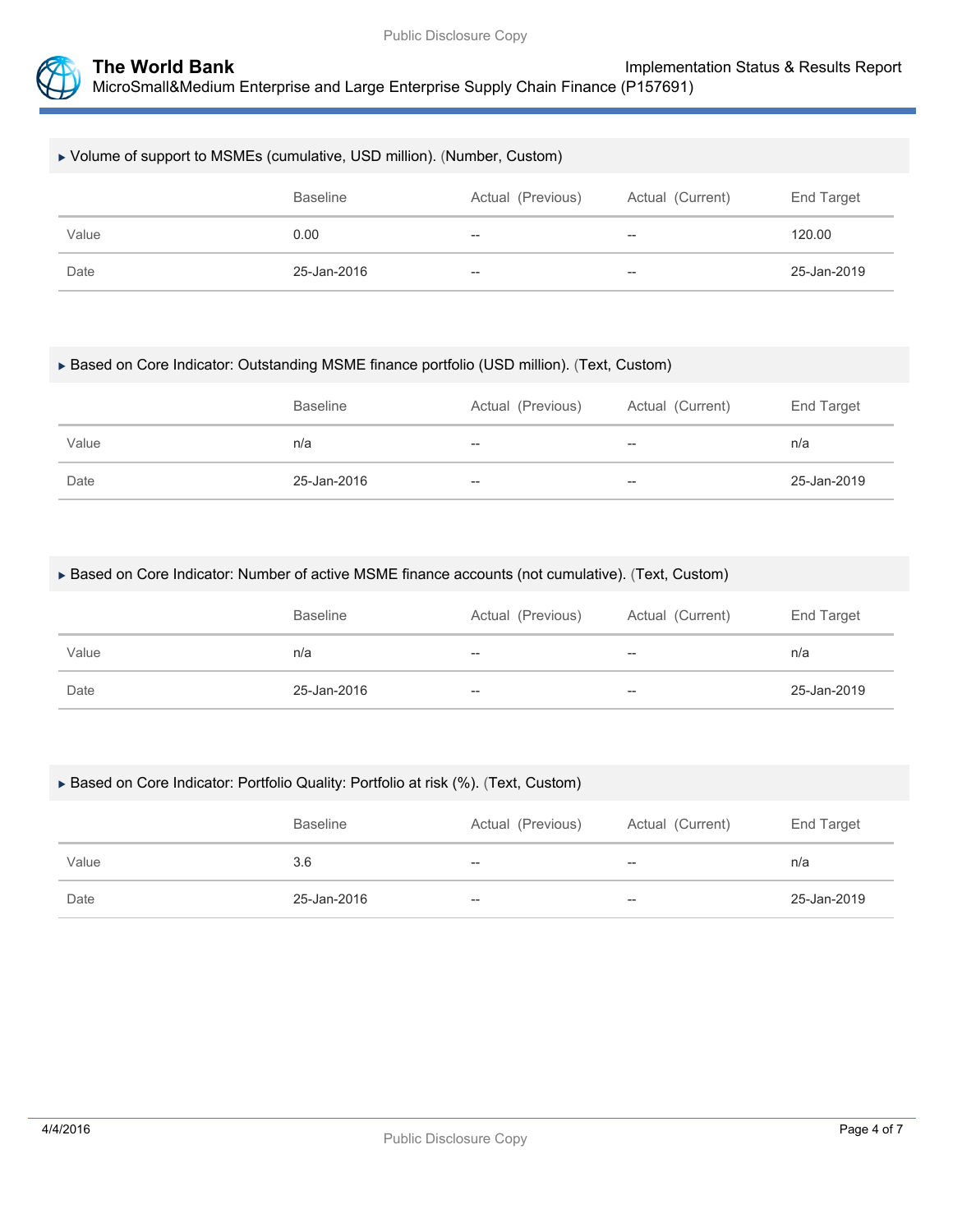▸ Volume of support to MSMEs (cumulative, USD million). (Number, Custom)

| | Baseline | Actual (Previous) | Actual (Current) | End Target |
|---|---|---|---|---|
| Value | 0.00 | -- | -- | 120.00 |
| Date | 25-Jan-2016 | -- | -- | 25-Jan-2019 |

▸ Based on Core Indicator: Outstanding MSME finance portfolio (USD million). (Text, Custom)

| | Baseline | Actual (Previous) | Actual (Current) | End Target |
|---|---|---|---|---|
| Value | n/a | -- | -- | n/a |
| Date | 25-Jan-2016 | -- | -- | 25-Jan-2019 |

▸ Based on Core Indicator: Number of active MSME finance accounts (not cumulative). (Text, Custom)

| | Baseline | Actual (Previous) | Actual (Current) | End Target |
|---|---|---|---|---|
| Value | n/a | -- | -- | n/a |
| Date | 25-Jan-2016 | -- | -- | 25-Jan-2019 |

▸ Based on Core Indicator: Portfolio Quality: Portfolio at risk (%). (Text, Custom)

| | Baseline | Actual (Previous) | Actual (Current) | End Target |
|---|---|---|---|---|
| Value | 3.6 | -- | -- | n/a |
| Date | 25-Jan-2016 | -- | -- | 25-Jan-2019 |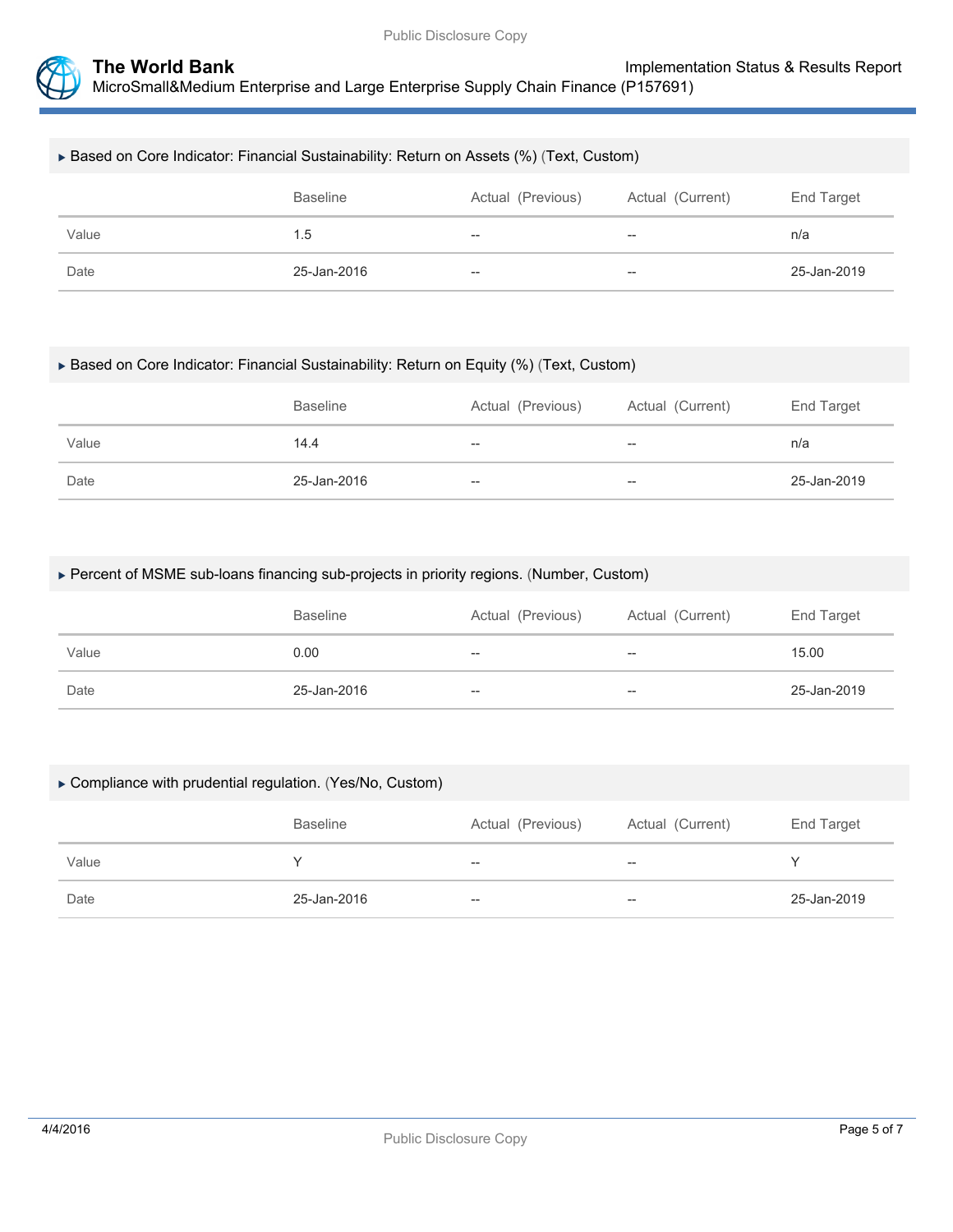### ▸ Based on Core Indicator: Financial Sustainability: Return on Assets (%) (Text, Custom)

| | Baseline | Actual (Previous) | Actual (Current) | End Target |
|---|---|---|---|---|
| Value | 1.5 | -- | -- | n/a |
| Date | 25-Jan-2016 | -- | -- | 25-Jan-2019 |

### ▸ Based on Core Indicator: Financial Sustainability: Return on Equity (%) (Text, Custom)

| | Baseline | Actual (Previous) | Actual (Current) | End Target |
|---|---|---|---|---|
| Value | 14.4 | -- | -- | n/a |
| Date | 25-Jan-2016 | -- | -- | 25-Jan-2019 |

### ▸ Percent of MSME sub-loans financing sub-projects in priority regions. (Number, Custom)

| | Baseline | Actual (Previous) | Actual (Current) | End Target |
|---|---|---|---|---|
| Value | 0.00 | -- | -- | 15.00 |
| Date | 25-Jan-2016 | -- | -- | 25-Jan-2019 |

### ▸ Compliance with prudential regulation. (Yes/No, Custom)

| | Baseline | Actual (Previous) | Actual (Current) | End Target |
|---|---|---|---|---|
| Value | Y | -- | -- | Y |
| Date | 25-Jan-2016 | -- | -- | 25-Jan-2019 |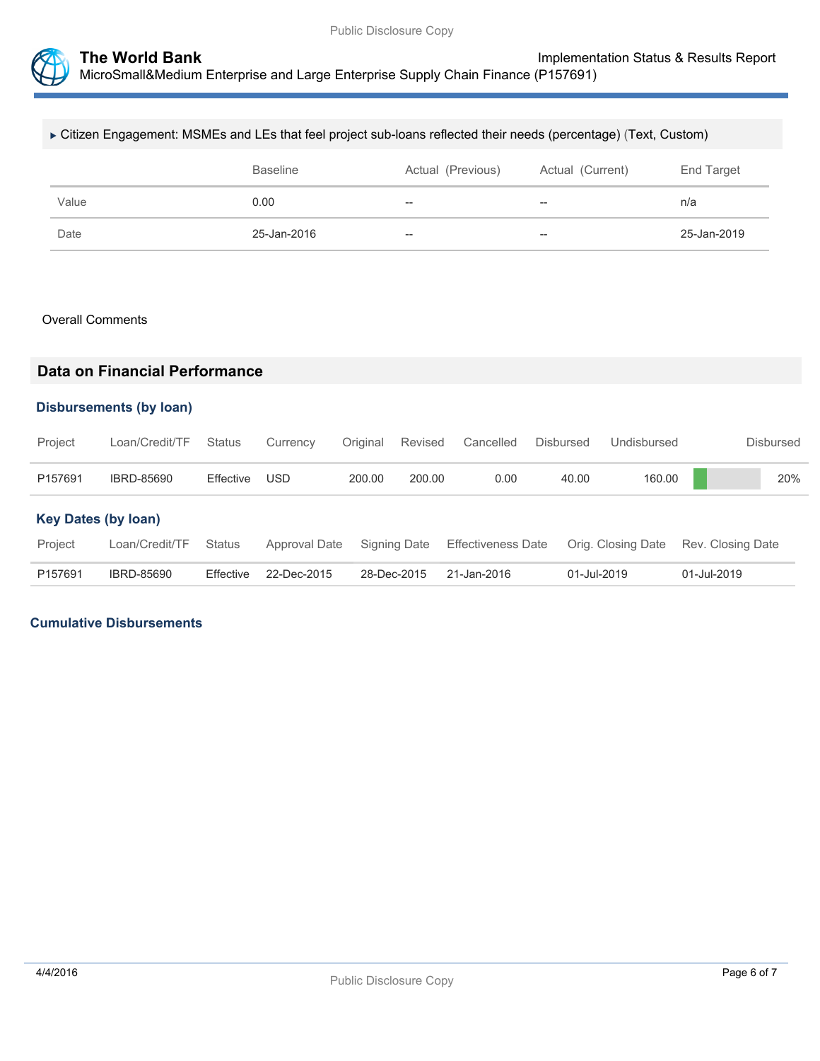▸ Citizen Engagement: MSMEs and LEs that feel project sub-loans reflected their needs (percentage) (Text, Custom)

| | Baseline | Actual (Previous) | Actual (Current) | End Target |
|---|---|---|---|---|
| Value | 0.00 | -- | -- | n/a |
| Date | 25-Jan-2016 | -- | -- | 25-Jan-2019 |

Overall Comments

## Data on Financial Performance

### Disbursements (by loan)

| Project | Loan/Credit/TF | Status | Currency | Original | Revised | Cancelled | Disbursed | Undisbursed | Disbursed |
|---|---|---|---|---|---|---|---|---|---|
| P157691 | IBRD-85690 | Effective | USD | 200.00 | 200.00 | 0.00 | 40.00 | 160.00 | 20% |

### Key Dates (by loan)

| Project | Loan/Credit/TF | Status | Approval Date | Signing Date | Effectiveness Date | Orig. Closing Date | Rev. Closing Date |
|---|---|---|---|---|---|---|---|
| P157691 | IBRD-85690 | Effective | 22-Dec-2015 | 28-Dec-2015 | 21-Jan-2016 | 01-Jul-2019 | 01-Jul-2019 |

### Cumulative Disbursements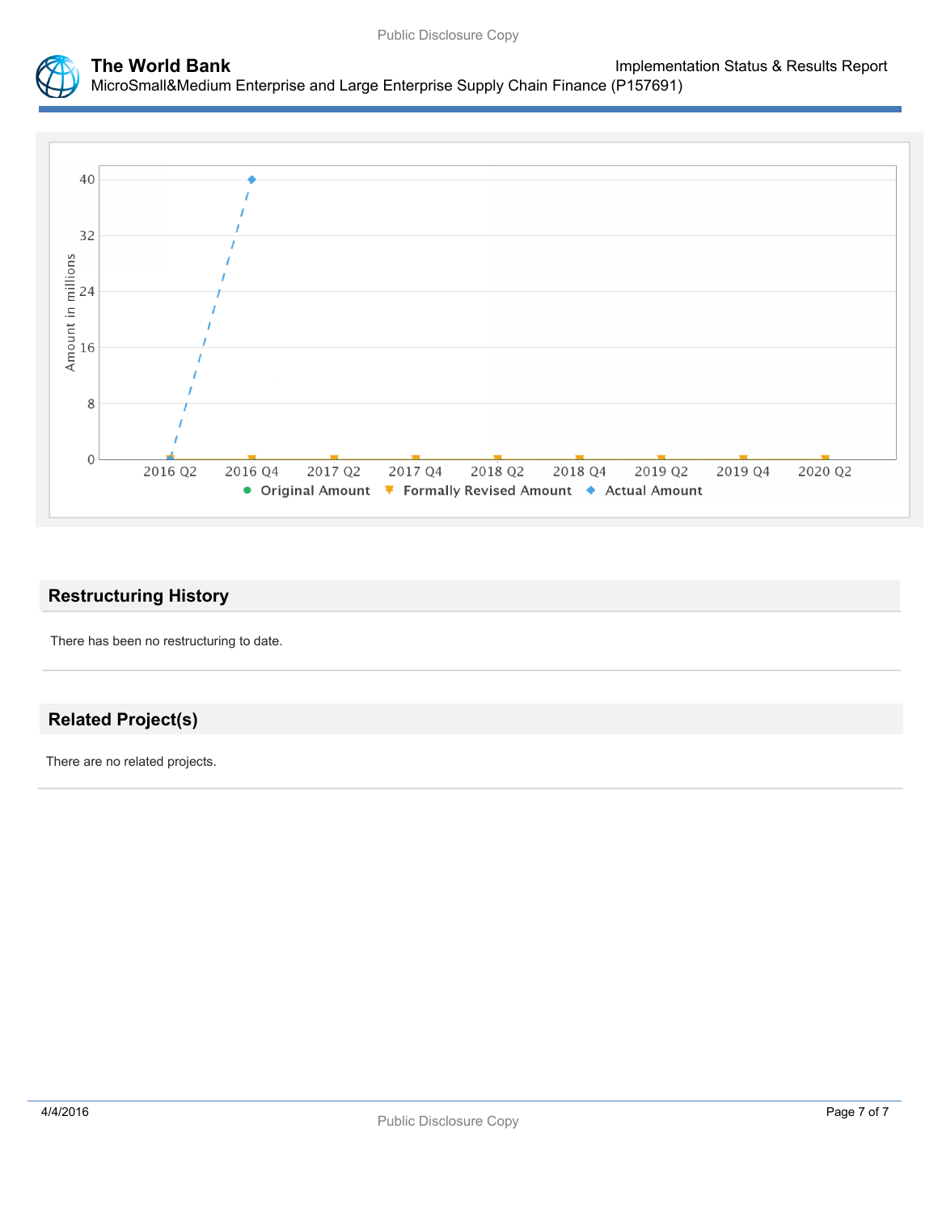Amount in millions

40
32
24
16
8
0

2016 Q2 2016 Q4 2017 Q2 2017 Q4 2018 Q2 2018 Q4 2019 Q2 2019 Q4 2020 Q2

Original Amount   Formally Revised Amount   Actual Amount

## Restructuring History

There has been no restructuring to date.

## Related Project(s)

There are no related projects.